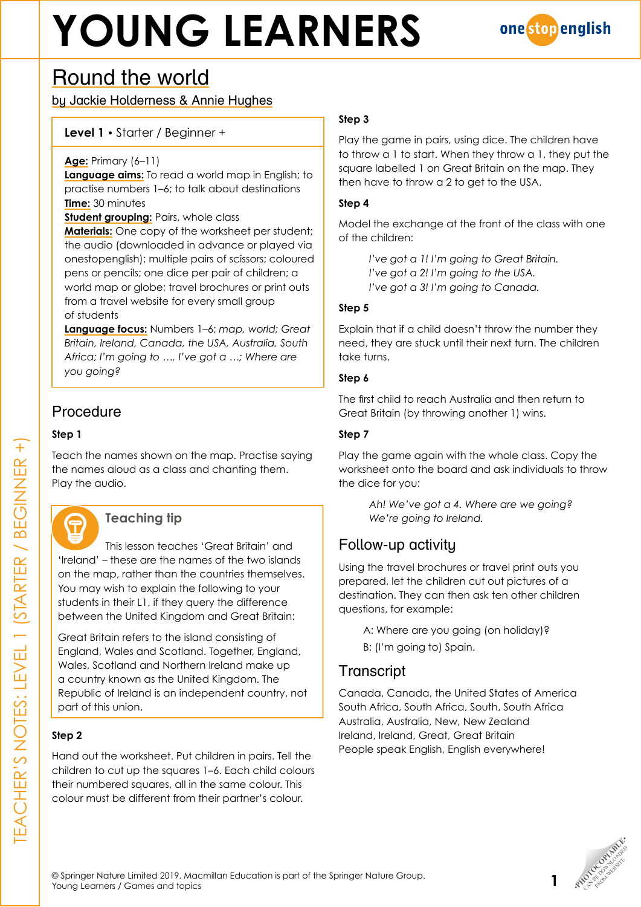# YOUNG LEARNERS

## Round the world

by Jackie Holderness & Annie Hughes

**Level 1** • Starter / Beginner +

**Age:** Primary (6–11)
**Language aims:** To read a world map in English; to practise numbers 1–6; to talk about destinations
**Time:** 30 minutes
**Student grouping:** Pairs, whole class
**Materials:** One copy of the worksheet per student; the audio (downloaded in advance or played via onestopenglish); multiple pairs of scissors; coloured pens or pencils; one dice per pair of children; a world map or globe; travel brochures or print outs from a travel website for every small group of students
**Language focus:** Numbers 1–6; *map, world; Great Britain, Ireland, Canada, the USA, Australia, South Africa; I'm going to …, I've got a …; Where are you going?*

## Procedure

### Step 1

Teach the names shown on the map. Practise saying the names aloud as a class and chanting them. Play the audio.

> **Teaching tip**
>
> This lesson teaches 'Great Britain' and 'Ireland' – these are the names of the two islands on the map, rather than the countries themselves. You may wish to explain the following to your students in their L1, if they query the difference between the United Kingdom and Great Britain:
>
> Great Britain refers to the island consisting of England, Wales and Scotland. Together, England, Wales, Scotland and Northern Ireland make up a country known as the United Kingdom. The Republic of Ireland is an independent country, not part of this union.

### Step 2

Hand out the worksheet. Put children in pairs. Tell the children to cut up the squares 1–6. Each child colours their numbered squares, all in the same colour. This colour must be different from their partner's colour.

### Step 3

Play the game in pairs, using dice. The children have to throw a 1 to start. When they throw a 1, they put the square labelled 1 on Great Britain on the map. They then have to throw a 2 to get to the USA.

### Step 4

Model the exchange at the front of the class with one of the children:

*I've got a 1! I'm going to Great Britain.*
*I've got a 2! I'm going to the USA.*
*I've got a 3! I'm going to Canada.*

### Step 5

Explain that if a child doesn't throw the number they need, they are stuck until their next turn. The children take turns.

### Step 6

The first child to reach Australia and then return to Great Britain (by throwing another 1) wins.

### Step 7

Play the game again with the whole class. Copy the worksheet onto the board and ask individuals to throw the dice for you:

*Ah! We've got a 4. Where are we going?*
*We're going to Ireland.*

## Follow-up activity

Using the travel brochures or travel print outs you prepared, let the children cut out pictures of a destination. They can then ask ten other children questions, for example:

A: Where are you going (on holiday)?

B: (I'm going to) Spain.

## Transcript

Canada, Canada, the United States of America
South Africa, South Africa, South, South Africa
Australia, Australia, New, New Zealand
Ireland, Ireland, Great, Great Britain
People speak English, English everywhere!

© Springer Nature Limited 2019. Macmillan Education is part of the Springer Nature Group.
Young Learners / Games and topics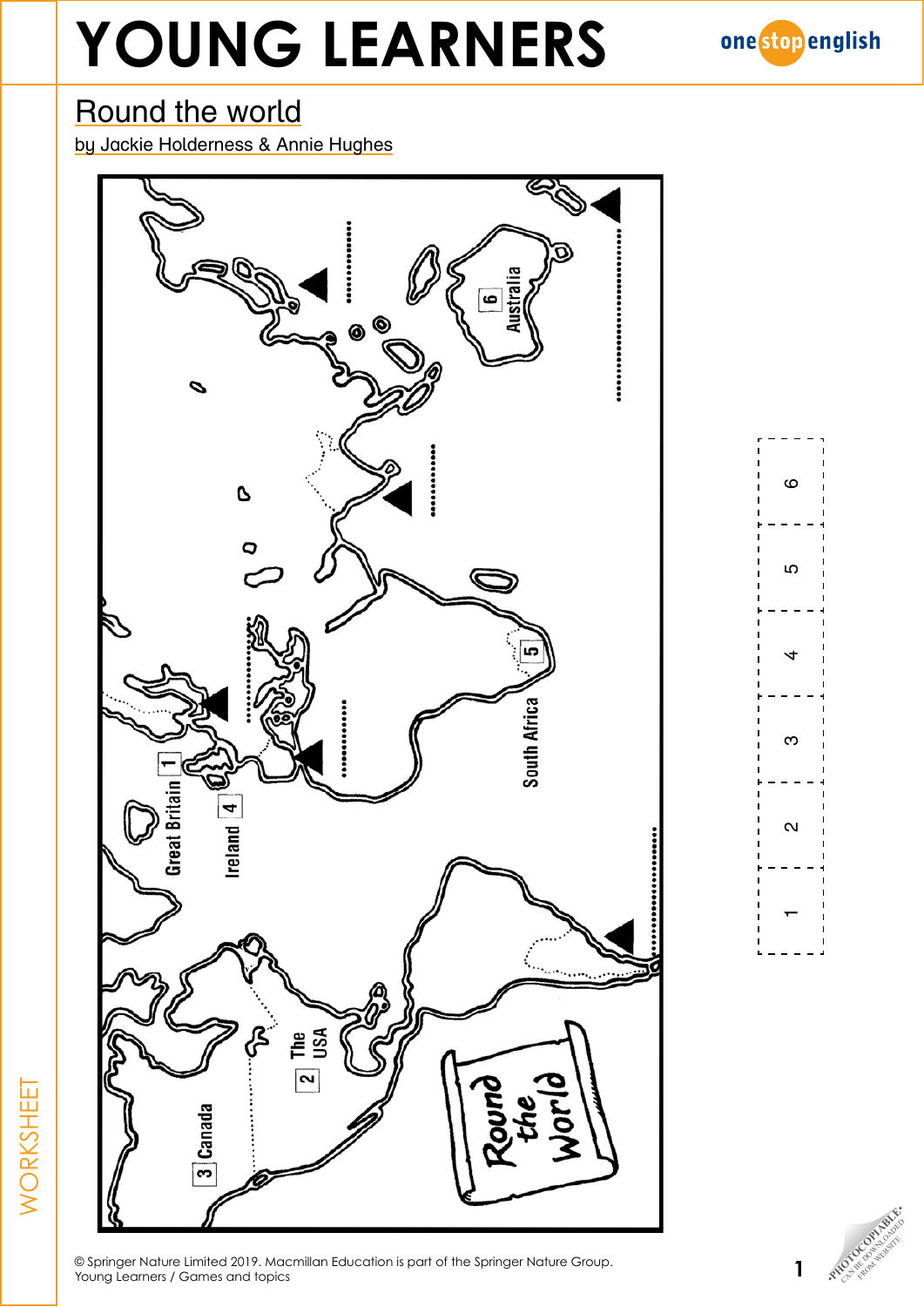# YOUNG LEARNERS

## Round the world

by Jackie Holderness & Annie Hughes

1 Great Britain

4 Ireland

3 Canada

2 The USA

5 South Africa

6 Australia

Round the World

1

2

3

4

5

6

© Springer Nature Limited 2019. Macmillan Education is part of the Springer Nature Group.
Young Learners / Games and topics